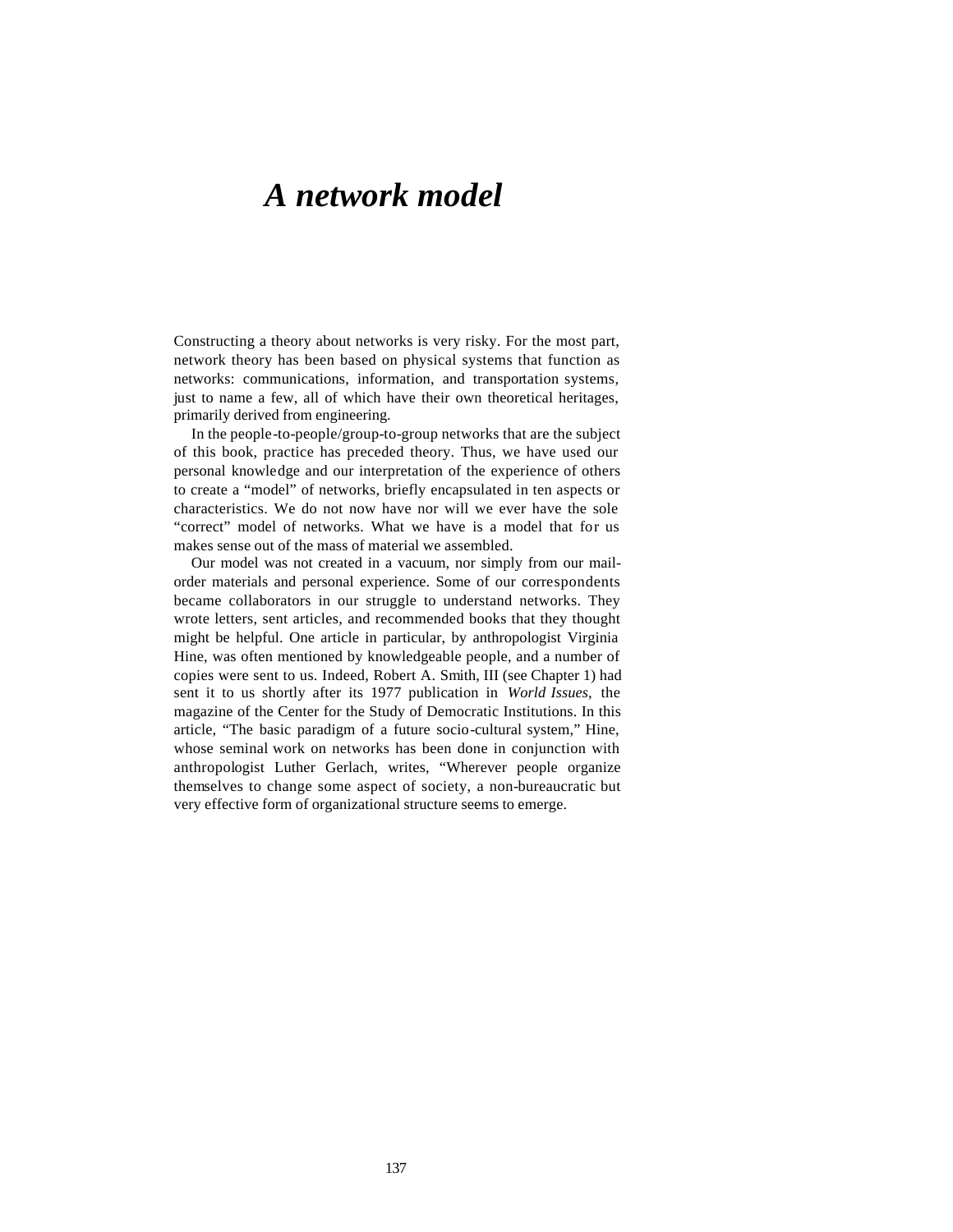# *A network model*

Constructing a theory about networks is very risky. For the most part, network theory has been based on physical systems that function as networks: communications, information, and transportation systems, just to name a few, all of which have their own theoretical heritages, primarily derived from engineering.

In the people-to-people/group-to-group networks that are the subject of this book, practice has preceded theory. Thus, we have used our personal knowledge and our interpretation of the experience of others to create a "model" of networks, briefly encapsulated in ten aspects or characteristics. We do not now have nor will we ever have the sole "correct" model of networks. What we have is a model that for us makes sense out of the mass of material we assembled.

Our model was not created in a vacuum, nor simply from our mail-order materials and personal experience. Some of our correspondents became collaborators in our struggle to understand networks. They wrote letters, sent articles, and recommended books that they thought might be helpful. One article in particular, by anthropologist Virginia Hine, was often mentioned by knowledgeable people, and a number of copies were sent to us. Indeed, Robert A. Smith, III (see Chapter 1) had sent it to us shortly after its 1977 publication in *World Issues,* the magazine of the Center for the Study of Democratic Institutions. In this article, "The basic paradigm of a future socio-cultural system," Hine, whose seminal work on networks has been done in conjunction with anthropologist Luther Gerlach, writes, "Wherever people organize themselves to change some aspect of society, a non-bureaucratic but very effective form of organizational structure seems to emerge.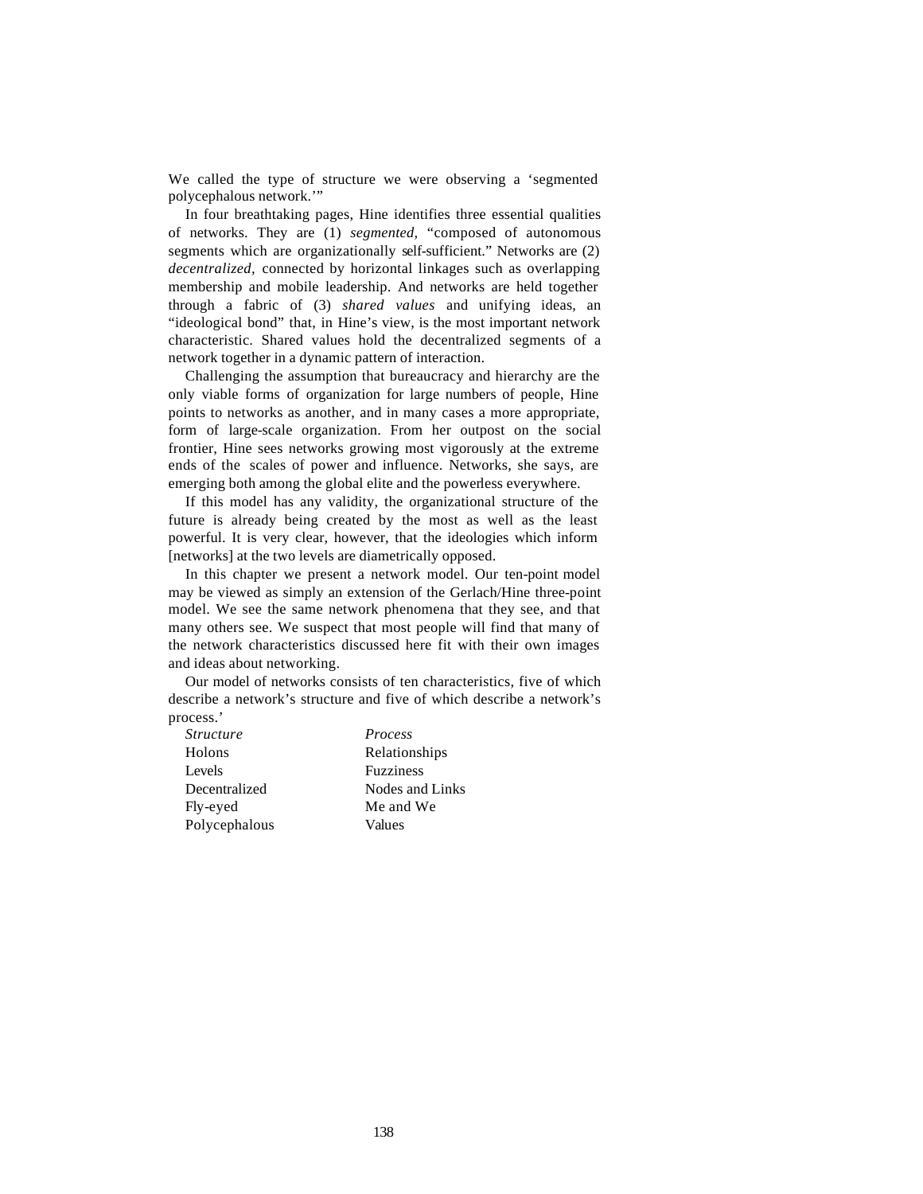We called the type of structure we were observing a 'segmented polycephalous network.'"

In four breathtaking pages, Hine identifies three essential qualities of networks. They are (1) *segmented,* "composed of autonomous segments which are organizationally self-sufficient." Networks are (2) *decentralized,* connected by horizontal linkages such as overlapping membership and mobile leadership. And networks are held together through a fabric of (3) *shared values* and unifying ideas, an "ideological bond" that, in Hine's view, is the most important network characteristic. Shared values hold the decentralized segments of a network together in a dynamic pattern of interaction.

Challenging the assumption that bureaucracy and hierarchy are the only viable forms of organization for large numbers of people, Hine points to networks as another, and in many cases a more appropriate, form of large-scale organization. From her outpost on the social frontier, Hine sees networks growing most vigorously at the extreme ends of the scales of power and influence. Networks, she says, are emerging both among the global elite and the powerless everywhere.

If this model has any validity, the organizational structure of the future is already being created by the most as well as the least powerful. It is very clear, however, that the ideologies which inform [networks] at the two levels are diametrically opposed.

In this chapter we present a network model. Our ten-point model may be viewed as simply an extension of the Gerlach/Hine three-point model. We see the same network phenomena that they see, and that many others see. We suspect that most people will find that many of the network characteristics discussed here fit with their own images and ideas about networking.

Our model of networks consists of ten characteristics, five of which describe a network's structure and five of which describe a network's process.'

| *Structure* | *Process* |
|---|---|
| Holons | Relationships |
| Levels | Fuzziness |
| Decentralized | Nodes and Links |
| Fly-eyed | Me and We |
| Polycephalous | Values |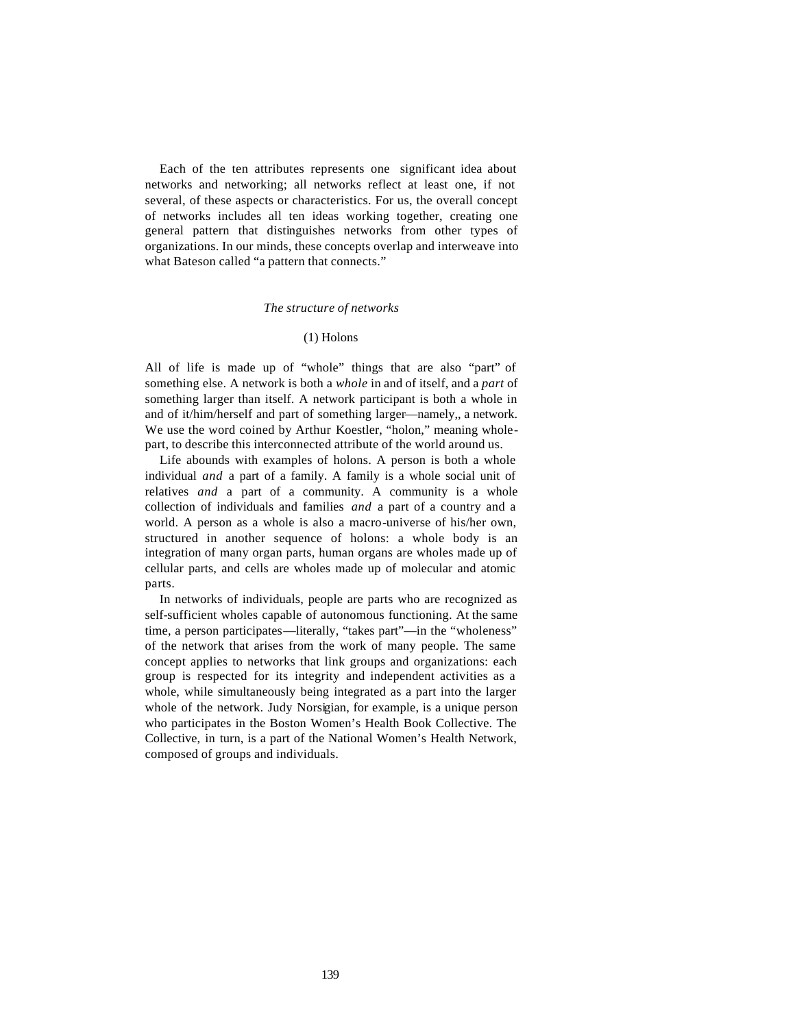Each of the ten attributes represents one significant idea about networks and networking; all networks reflect at least one, if not several, of these aspects or characteristics. For us, the overall concept of networks includes all ten ideas working together, creating one general pattern that distinguishes networks from other types of organizations. In our minds, these concepts overlap and interweave into what Bateson called "a pattern that connects."

### *The structure of networks*

#### (1) Holons

All of life is made up of "whole" things that are also "part" of something else. A network is both a *whole* in and of itself, and a *part* of something larger than itself. A network participant is both a whole in and of it/him/herself and part of something larger—namely,, a network. We use the word coined by Arthur Koestler, "holon," meaning whole-part, to describe this interconnected attribute of the world around us.

Life abounds with examples of holons. A person is both a whole individual *and* a part of a family. A family is a whole social unit of relatives *and* a part of a community. A community is a whole collection of individuals and families *and* a part of a country and a world. A person as a whole is also a macro-universe of his/her own, structured in another sequence of holons: a whole body is an integration of many organ parts, human organs are wholes made up of cellular parts, and cells are wholes made up of molecular and atomic parts.

In networks of individuals, people are parts who are recognized as self-sufficient wholes capable of autonomous functioning. At the same time, a person participates—literally, "takes part"—in the "wholeness" of the network that arises from the work of many people. The same concept applies to networks that link groups and organizations: each group is respected for its integrity and independent activities as a whole, while simultaneously being integrated as a part into the larger whole of the network. Judy Norsigian, for example, is a unique person who participates in the Boston Women's Health Book Collective. The Collective, in turn, is a part of the National Women's Health Network, composed of groups and individuals.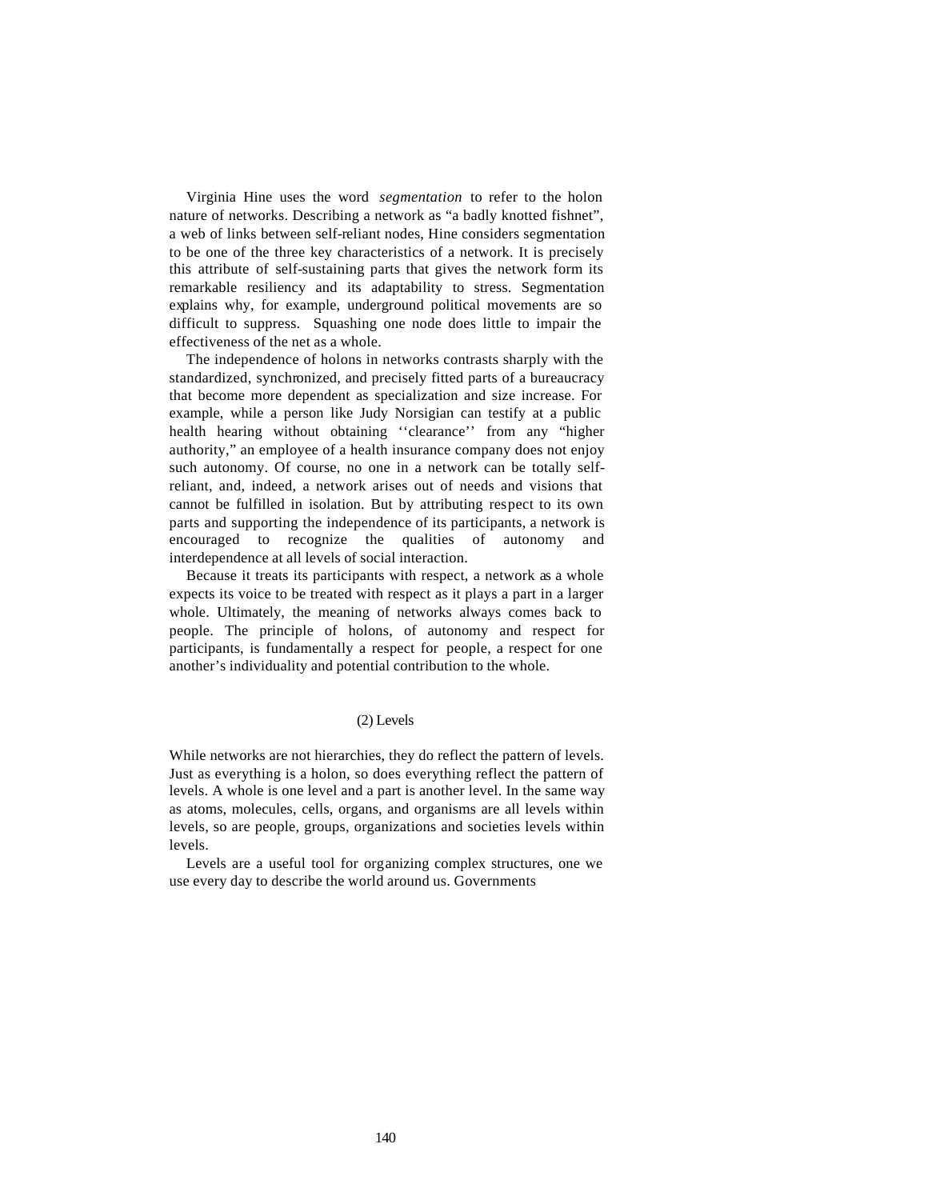Virginia Hine uses the word *segmentation* to refer to the holon nature of networks. Describing a network as "a badly knotted fishnet", a web of links between self-reliant nodes, Hine considers segmentation to be one of the three key characteristics of a network. It is precisely this attribute of self-sustaining parts that gives the network form its remarkable resiliency and its adaptability to stress. Segmentation explains why, for example, underground political movements are so difficult to suppress. Squashing one node does little to impair the effectiveness of the net as a whole.

The independence of holons in networks contrasts sharply with the standardized, synchronized, and precisely fitted parts of a bureaucracy that become more dependent as specialization and size increase. For example, while a person like Judy Norsigian can testify at a public health hearing without obtaining ''clearance'' from any "higher authority," an employee of a health insurance company does not enjoy such autonomy. Of course, no one in a network can be totally self-reliant, and, indeed, a network arises out of needs and visions that cannot be fulfilled in isolation. But by attributing respect to its own parts and supporting the independence of its participants, a network is encouraged to recognize the qualities of autonomy and interdependence at all levels of social interaction.

Because it treats its participants with respect, a network as a whole expects its voice to be treated with respect as it plays a part in a larger whole. Ultimately, the meaning of networks always comes back to people. The principle of holons, of autonomy and respect for participants, is fundamentally a respect for people, a respect for one another's individuality and potential contribution to the whole.

### (2) Levels

While networks are not hierarchies, they do reflect the pattern of levels. Just as everything is a holon, so does everything reflect the pattern of levels. A whole is one level and a part is another level. In the same way as atoms, molecules, cells, organs, and organisms are all levels within levels, so are people, groups, organizations and societies levels within levels.

Levels are a useful tool for organizing complex structures, one we use every day to describe the world around us. Governments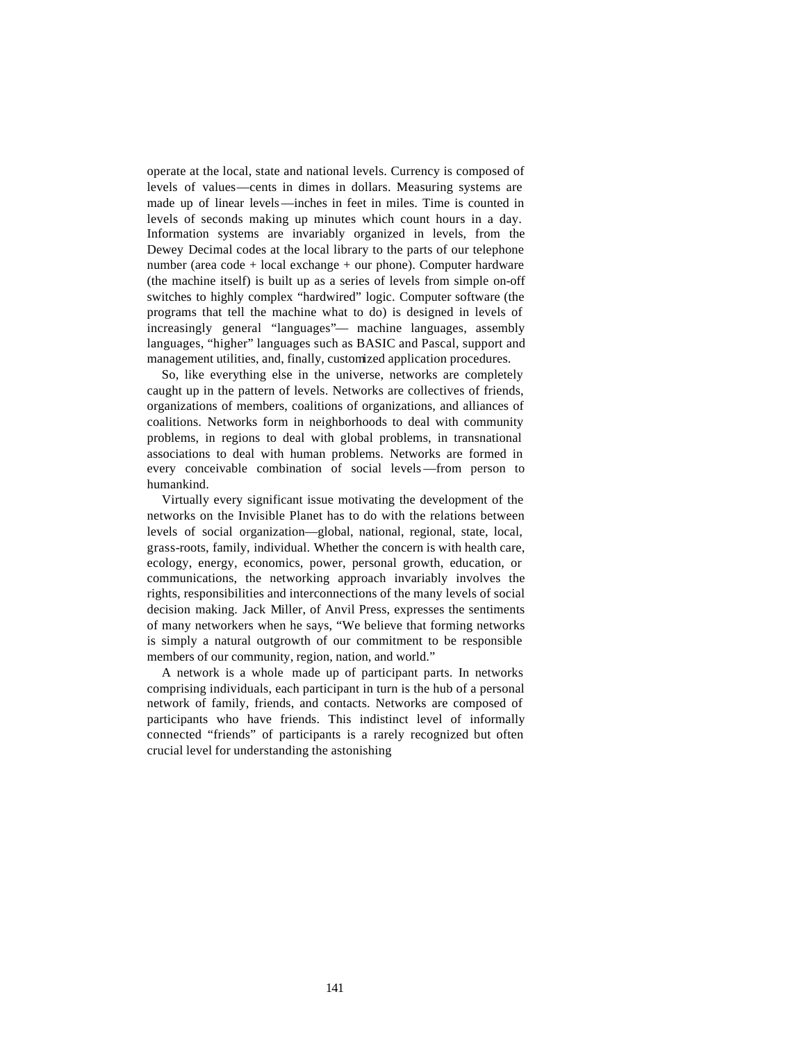operate at the local, state and national levels. Currency is composed of levels of values—cents in dimes in dollars. Measuring systems are made up of linear levels—inches in feet in miles. Time is counted in levels of seconds making up minutes which count hours in a day. Information systems are invariably organized in levels, from the Dewey Decimal codes at the local library to the parts of our telephone number (area code + local exchange + our phone). Computer hardware (the machine itself) is built up as a series of levels from simple on-off switches to highly complex "hardwired" logic. Computer software (the programs that tell the machine what to do) is designed in levels of increasingly general "languages"— machine languages, assembly languages, "higher" languages such as BASIC and Pascal, support and management utilities, and, finally, customized application procedures.

So, like everything else in the universe, networks are completely caught up in the pattern of levels. Networks are collectives of friends, organizations of members, coalitions of organizations, and alliances of coalitions. Networks form in neighborhoods to deal with community problems, in regions to deal with global problems, in transnational associations to deal with human problems. Networks are formed in every conceivable combination of social levels—from person to humankind.

Virtually every significant issue motivating the development of the networks on the Invisible Planet has to do with the relations between levels of social organization—global, national, regional, state, local, grass-roots, family, individual. Whether the concern is with health care, ecology, energy, economics, power, personal growth, education, or communications, the networking approach invariably involves the rights, responsibilities and interconnections of the many levels of social decision making. Jack Miller, of Anvil Press, expresses the sentiments of many networkers when he says, "We believe that forming networks is simply a natural outgrowth of our commitment to be responsible members of our community, region, nation, and world."

A network is a whole made up of participant parts. In networks comprising individuals, each participant in turn is the hub of a personal network of family, friends, and contacts. Networks are composed of participants who have friends. This indistinct level of informally connected "friends" of participants is a rarely recognized but often crucial level for understanding the astonishing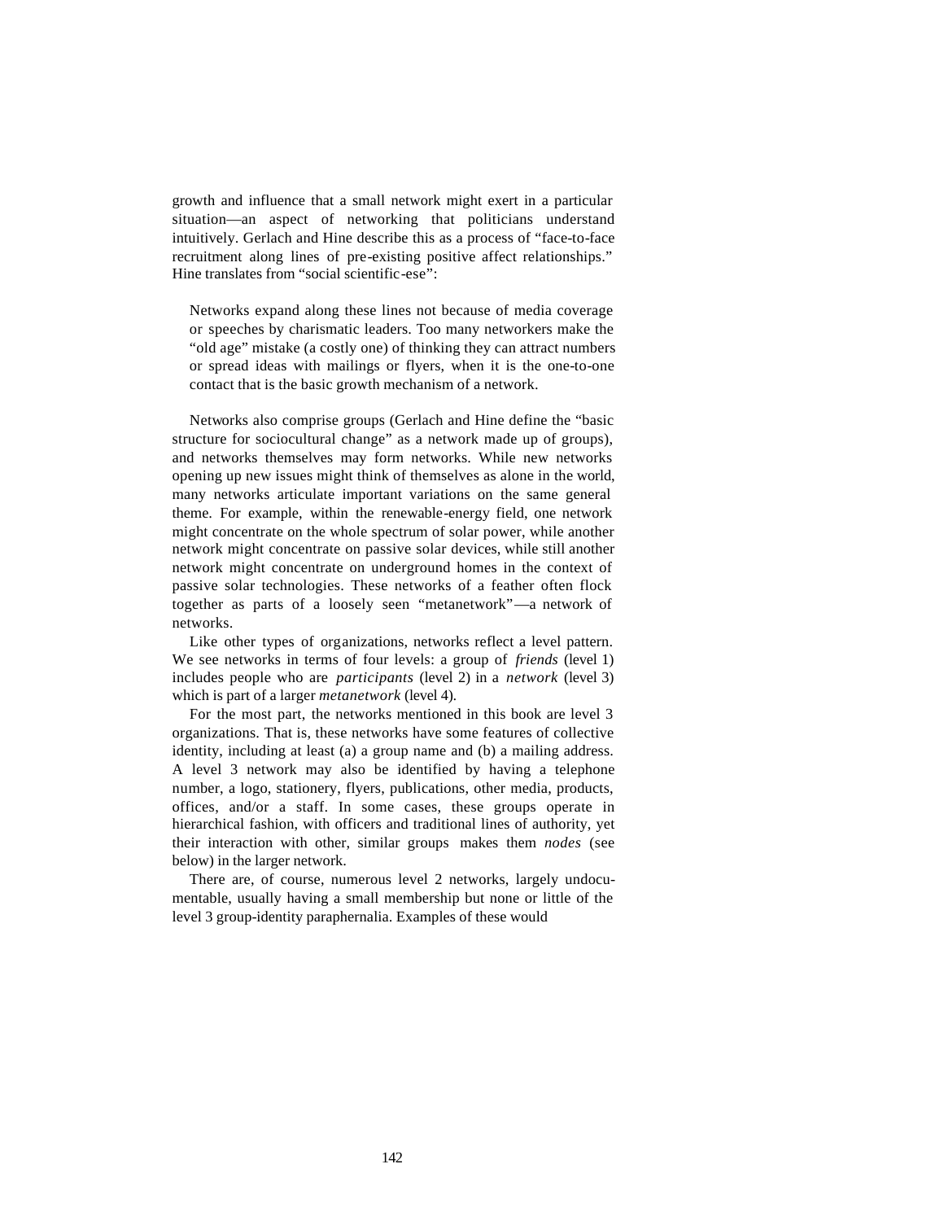growth and influence that a small network might exert in a particular situation—an aspect of networking that politicians understand intuitively. Gerlach and Hine describe this as a process of "face-to-face recruitment along lines of pre-existing positive affect relationships." Hine translates from "social scientific-ese":

> Networks expand along these lines not because of media coverage or speeches by charismatic leaders. Too many networkers make the "old age" mistake (a costly one) of thinking they can attract numbers or spread ideas with mailings or flyers, when it is the one-to-one contact that is the basic growth mechanism of a network.

Networks also comprise groups (Gerlach and Hine define the "basic structure for sociocultural change" as a network made up of groups), and networks themselves may form networks. While new networks opening up new issues might think of themselves as alone in the world, many networks articulate important variations on the same general theme. For example, within the renewable-energy field, one network might concentrate on the whole spectrum of solar power, while another network might concentrate on passive solar devices, while still another network might concentrate on underground homes in the context of passive solar technologies. These networks of a feather often flock together as parts of a loosely seen "metanetwork"—a network of networks.

Like other types of organizations, networks reflect a level pattern. We see networks in terms of four levels: a group of *friends* (level 1) includes people who are *participants* (level 2) in a *network* (level 3) which is part of a larger *metanetwork* (level 4).

For the most part, the networks mentioned in this book are level 3 organizations. That is, these networks have some features of collective identity, including at least (a) a group name and (b) a mailing address. A level 3 network may also be identified by having a telephone number, a logo, stationery, flyers, publications, other media, products, offices, and/or a staff. In some cases, these groups operate in hierarchical fashion, with officers and traditional lines of authority, yet their interaction with other, similar groups makes them *nodes* (see below) in the larger network.

There are, of course, numerous level 2 networks, largely undocumentable, usually having a small membership but none or little of the level 3 group-identity paraphernalia. Examples of these would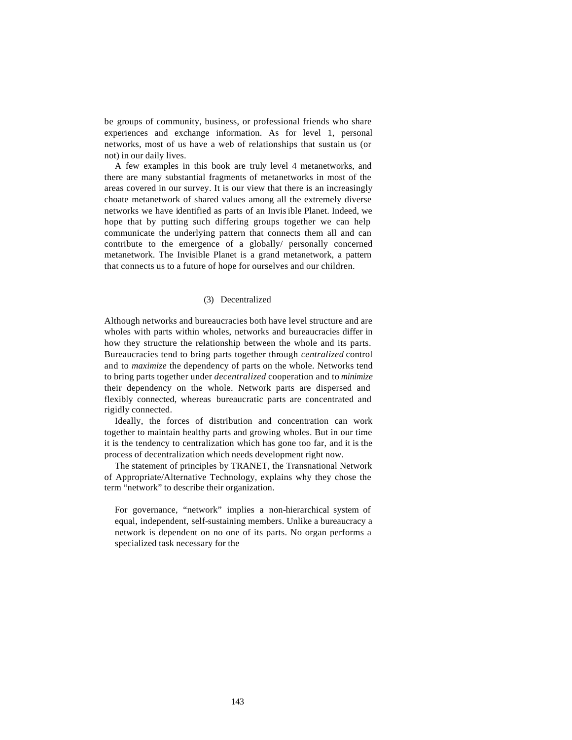be groups of community, business, or professional friends who share experiences and exchange information. As for level 1, personal networks, most of us have a web of relationships that sustain us (or not) in our daily lives.

A few examples in this book are truly level 4 metanetworks, and there are many substantial fragments of metanetworks in most of the areas covered in our survey. It is our view that there is an increasingly choate metanetwork of shared values among all the extremely diverse networks we have identified as parts of an Invisible Planet. Indeed, we hope that by putting such differing groups together we can help communicate the underlying pattern that connects them all and can contribute to the emergence of a globally/ personally concerned metanetwork. The Invisible Planet is a grand metanetwork, a pattern that connects us to a future of hope for ourselves and our children.

### (3) Decentralized

Although networks and bureaucracies both have level structure and are wholes with parts within wholes, networks and bureaucracies differ in how they structure the relationship between the whole and its parts. Bureaucracies tend to bring parts together through *centralized* control and to *maximize* the dependency of parts on the whole. Networks tend to bring parts together under *decentralized* cooperation and to *minimize* their dependency on the whole. Network parts are dispersed and flexibly connected, whereas bureaucratic parts are concentrated and rigidly connected.

Ideally, the forces of distribution and concentration can work together to maintain healthy parts and growing wholes. But in our time it is the tendency to centralization which has gone too far, and it is the process of decentralization which needs development right now.

The statement of principles by TRANET, the Transnational Network of Appropriate/Alternative Technology, explains why they chose the term "network" to describe their organization.

> For governance, "network" implies a non-hierarchical system of equal, independent, self-sustaining members. Unlike a bureaucracy a network is dependent on no one of its parts. No organ performs a specialized task necessary for the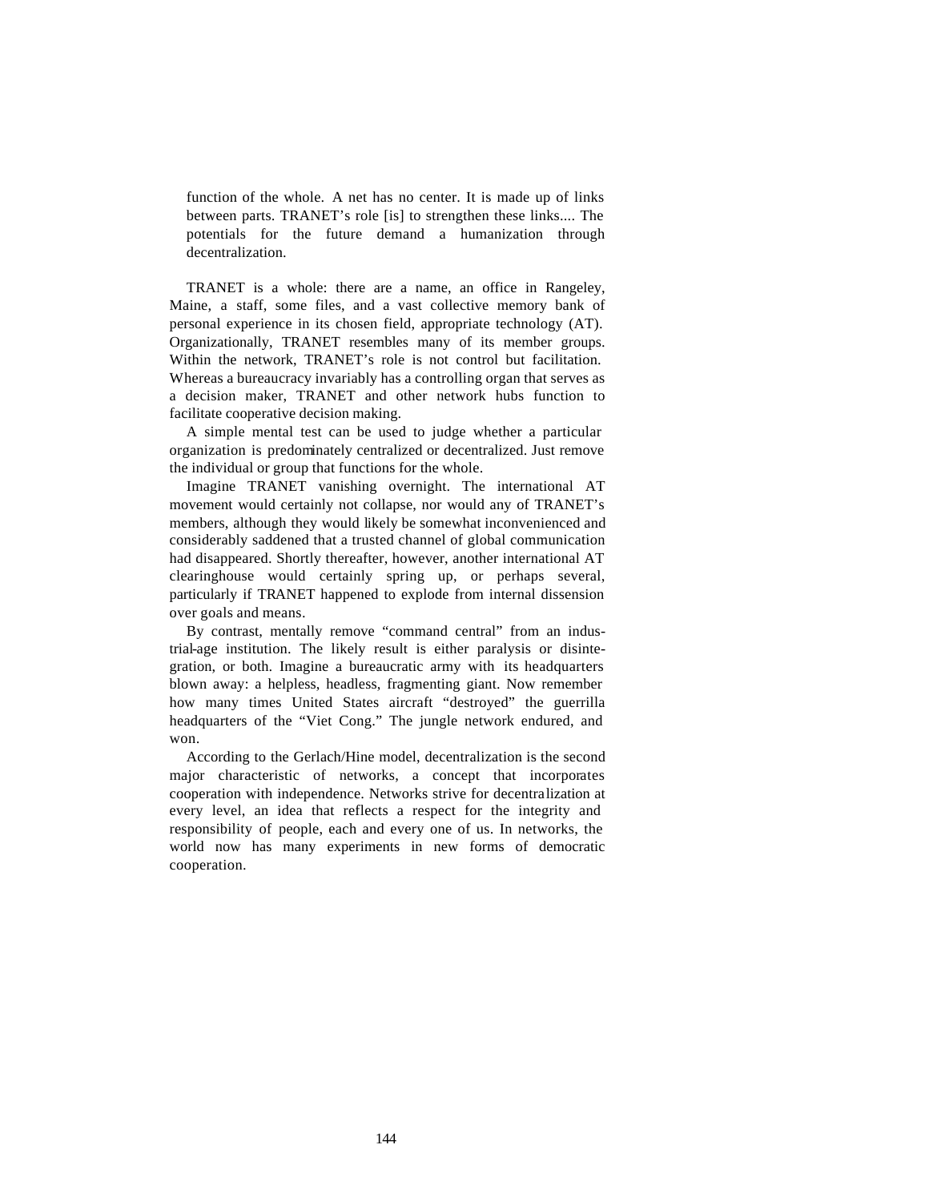> function of the whole. A net has no center. It is made up of links between parts. TRANET's role [is] to strengthen these links.... The potentials for the future demand a humanization through decentralization.

TRANET is a whole: there are a name, an office in Rangeley, Maine, a staff, some files, and a vast collective memory bank of personal experience in its chosen field, appropriate technology (AT). Organizationally, TRANET resembles many of its member groups. Within the network, TRANET's role is not control but facilitation. Whereas a bureaucracy invariably has a controlling organ that serves as a decision maker, TRANET and other network hubs function to facilitate cooperative decision making.

A simple mental test can be used to judge whether a particular organization is predominately centralized or decentralized. Just remove the individual or group that functions for the whole.

Imagine TRANET vanishing overnight. The international AT movement would certainly not collapse, nor would any of TRANET's members, although they would likely be somewhat inconvenienced and considerably saddened that a trusted channel of global communication had disappeared. Shortly thereafter, however, another international AT clearinghouse would certainly spring up, or perhaps several, particularly if TRANET happened to explode from internal dissension over goals and means.

By contrast, mentally remove "command central" from an industrial-age institution. The likely result is either paralysis or disintegration, or both. Imagine a bureaucratic army with its headquarters blown away: a helpless, headless, fragmenting giant. Now remember how many times United States aircraft "destroyed" the guerrilla headquarters of the "Viet Cong." The jungle network endured, and won.

According to the Gerlach/Hine model, decentralization is the second major characteristic of networks, a concept that incorporates cooperation with independence. Networks strive for decentralization at every level, an idea that reflects a respect for the integrity and responsibility of people, each and every one of us. In networks, the world now has many experiments in new forms of democratic cooperation.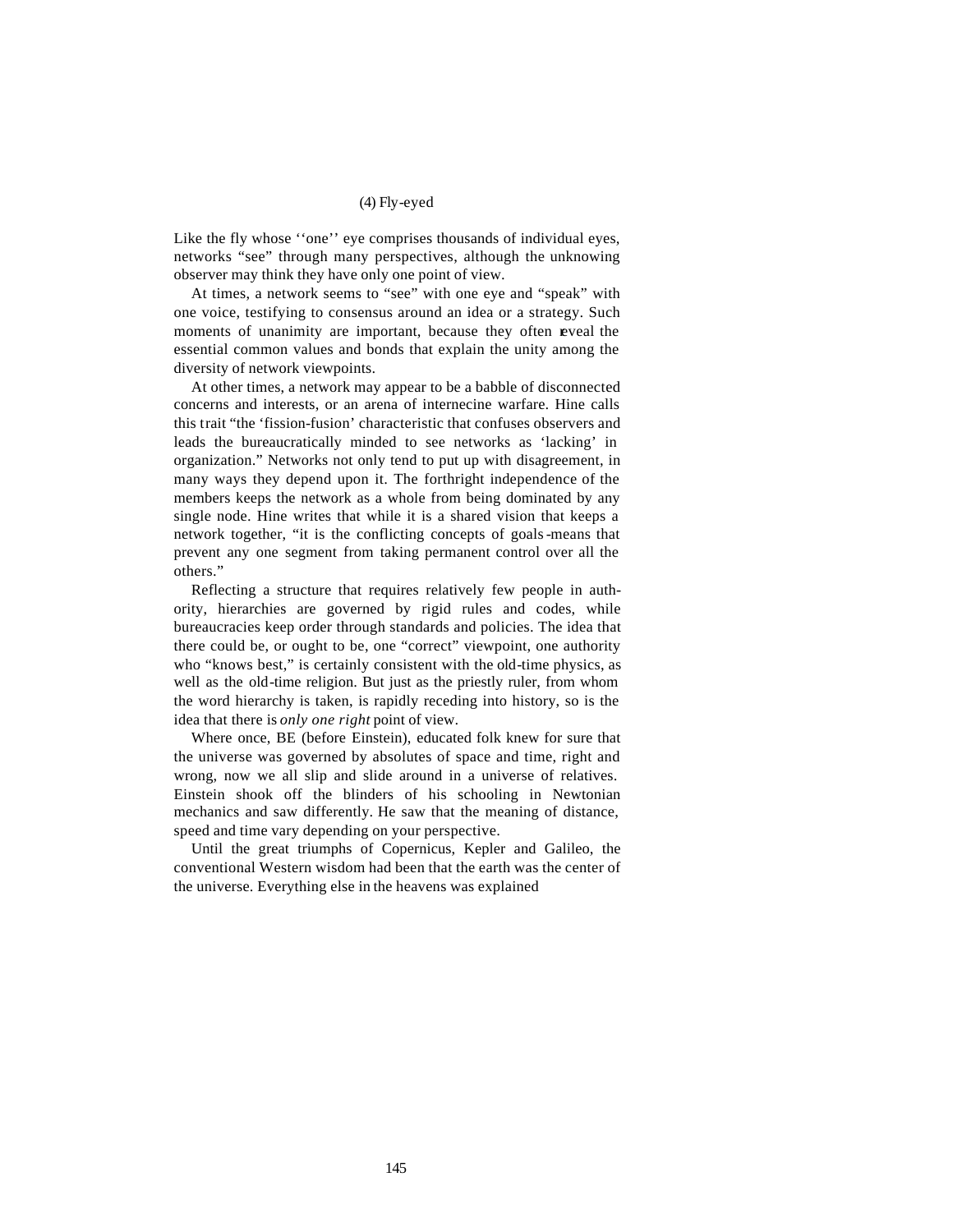### (4) Fly-eyed

Like the fly whose ''one'' eye comprises thousands of individual eyes, networks "see" through many perspectives, although the unknowing observer may think they have only one point of view.

At times, a network seems to "see" with one eye and "speak" with one voice, testifying to consensus around an idea or a strategy. Such moments of unanimity are important, because they often reveal the essential common values and bonds that explain the unity among the diversity of network viewpoints.

At other times, a network may appear to be a babble of disconnected concerns and interests, or an arena of internecine warfare. Hine calls this trait "the 'fission-fusion' characteristic that confuses observers and leads the bureaucratically minded to see networks as 'lacking' in organization." Networks not only tend to put up with disagreement, in many ways they depend upon it. The forthright independence of the members keeps the network as a whole from being dominated by any single node. Hine writes that while it is a shared vision that keeps a network together, "it is the conflicting concepts of goals-means that prevent any one segment from taking permanent control over all the others."

Reflecting a structure that requires relatively few people in authority, hierarchies are governed by rigid rules and codes, while bureaucracies keep order through standards and policies. The idea that there could be, or ought to be, one "correct" viewpoint, one authority who "knows best," is certainly consistent with the old-time physics, as well as the old-time religion. But just as the priestly ruler, from whom the word hierarchy is taken, is rapidly receding into history, so is the idea that there is *only one right* point of view.

Where once, BE (before Einstein), educated folk knew for sure that the universe was governed by absolutes of space and time, right and wrong, now we all slip and slide around in a universe of relatives. Einstein shook off the blinders of his schooling in Newtonian mechanics and saw differently. He saw that the meaning of distance, speed and time vary depending on your perspective.

Until the great triumphs of Copernicus, Kepler and Galileo, the conventional Western wisdom had been that the earth was the center of the universe. Everything else in the heavens was explained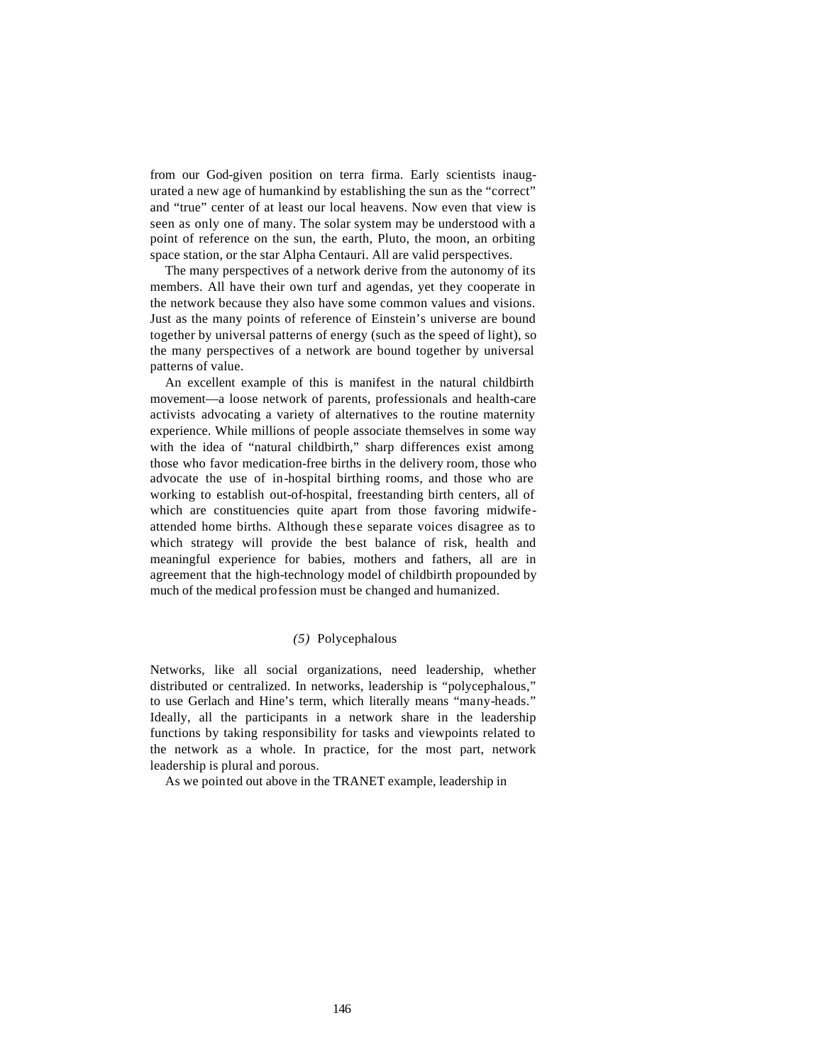from our God-given position on terra firma. Early scientists inaugurated a new age of humankind by establishing the sun as the "correct" and "true" center of at least our local heavens. Now even that view is seen as only one of many. The solar system may be understood with a point of reference on the sun, the earth, Pluto, the moon, an orbiting space station, or the star Alpha Centauri. All are valid perspectives.

The many perspectives of a network derive from the autonomy of its members. All have their own turf and agendas, yet they cooperate in the network because they also have some common values and visions. Just as the many points of reference of Einstein's universe are bound together by universal patterns of energy (such as the speed of light), so the many perspectives of a network are bound together by universal patterns of value.

An excellent example of this is manifest in the natural childbirth movement—a loose network of parents, professionals and health-care activists advocating a variety of alternatives to the routine maternity experience. While millions of people associate themselves in some way with the idea of "natural childbirth," sharp differences exist among those who favor medication-free births in the delivery room, those who advocate the use of in-hospital birthing rooms, and those who are working to establish out-of-hospital, freestanding birth centers, all of which are constituencies quite apart from those favoring midwife-attended home births. Although these separate voices disagree as to which strategy will provide the best balance of risk, health and meaningful experience for babies, mothers and fathers, all are in agreement that the high-technology model of childbirth propounded by much of the medical profession must be changed and humanized.

### *(5)* Polycephalous

Networks, like all social organizations, need leadership, whether distributed or centralized. In networks, leadership is "polycephalous," to use Gerlach and Hine's term, which literally means "many-heads." Ideally, all the participants in a network share in the leadership functions by taking responsibility for tasks and viewpoints related to the network as a whole. In practice, for the most part, network leadership is plural and porous.

As we pointed out above in the TRANET example, leadership in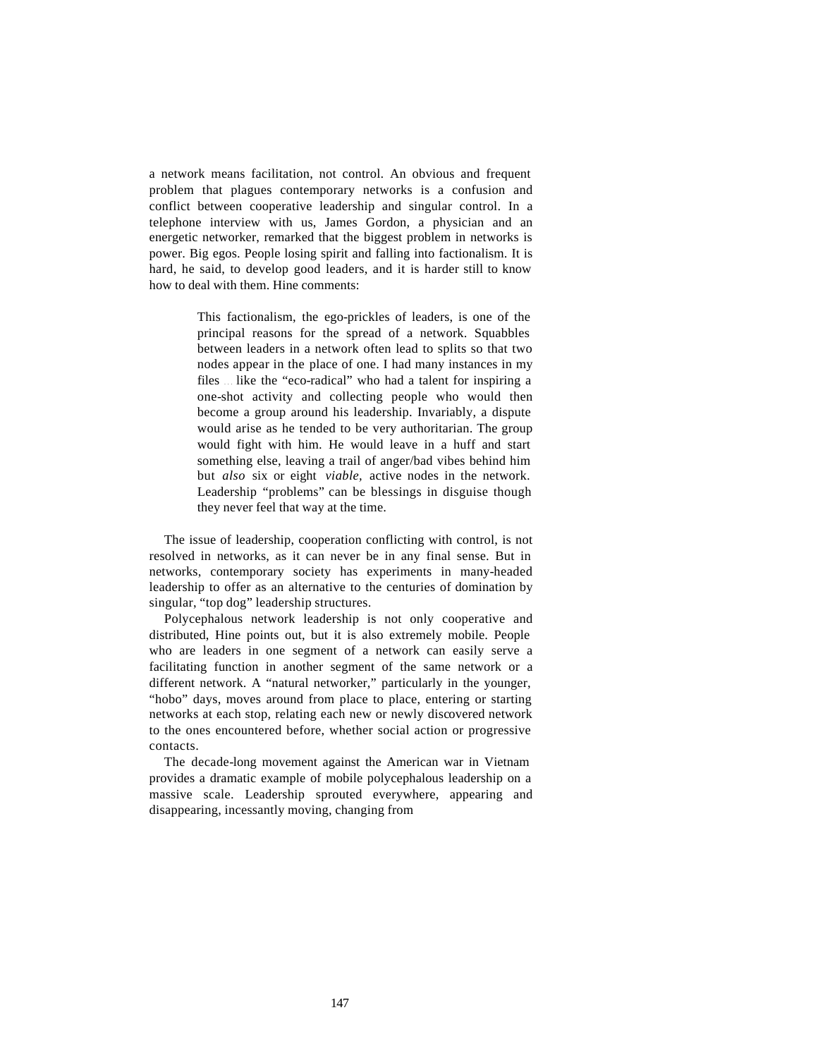a network means facilitation, not control. An obvious and frequent problem that plagues contemporary networks is a confusion and conflict between cooperative leadership and singular control. In a telephone interview with us, James Gordon, a physician and an energetic networker, remarked that the biggest problem in networks is power. Big egos. People losing spirit and falling into factionalism. It is hard, he said, to develop good leaders, and it is harder still to know how to deal with them. Hine comments:

> This factionalism, the ego-prickles of leaders, is one of the principal reasons for the spread of a network. Squabbles between leaders in a network often lead to splits so that two nodes appear in the place of one. I had many instances in my files ... like the "eco-radical" who had a talent for inspiring a one-shot activity and collecting people who would then become a group around his leadership. Invariably, a dispute would arise as he tended to be very authoritarian. The group would fight with him. He would leave in a huff and start something else, leaving a trail of anger/bad vibes behind him but *also* six or eight *viable,* active nodes in the network. Leadership "problems" can be blessings in disguise though they never feel that way at the time.

The issue of leadership, cooperation conflicting with control, is not resolved in networks, as it can never be in any final sense. But in networks, contemporary society has experiments in many-headed leadership to offer as an alternative to the centuries of domination by singular, "top dog" leadership structures.

Polycephalous network leadership is not only cooperative and distributed, Hine points out, but it is also extremely mobile. People who are leaders in one segment of a network can easily serve a facilitating function in another segment of the same network or a different network. A "natural networker," particularly in the younger, "hobo" days, moves around from place to place, entering or starting networks at each stop, relating each new or newly discovered network to the ones encountered before, whether social action or progressive contacts.

The decade-long movement against the American war in Vietnam provides a dramatic example of mobile polycephalous leadership on a massive scale. Leadership sprouted everywhere, appearing and disappearing, incessantly moving, changing from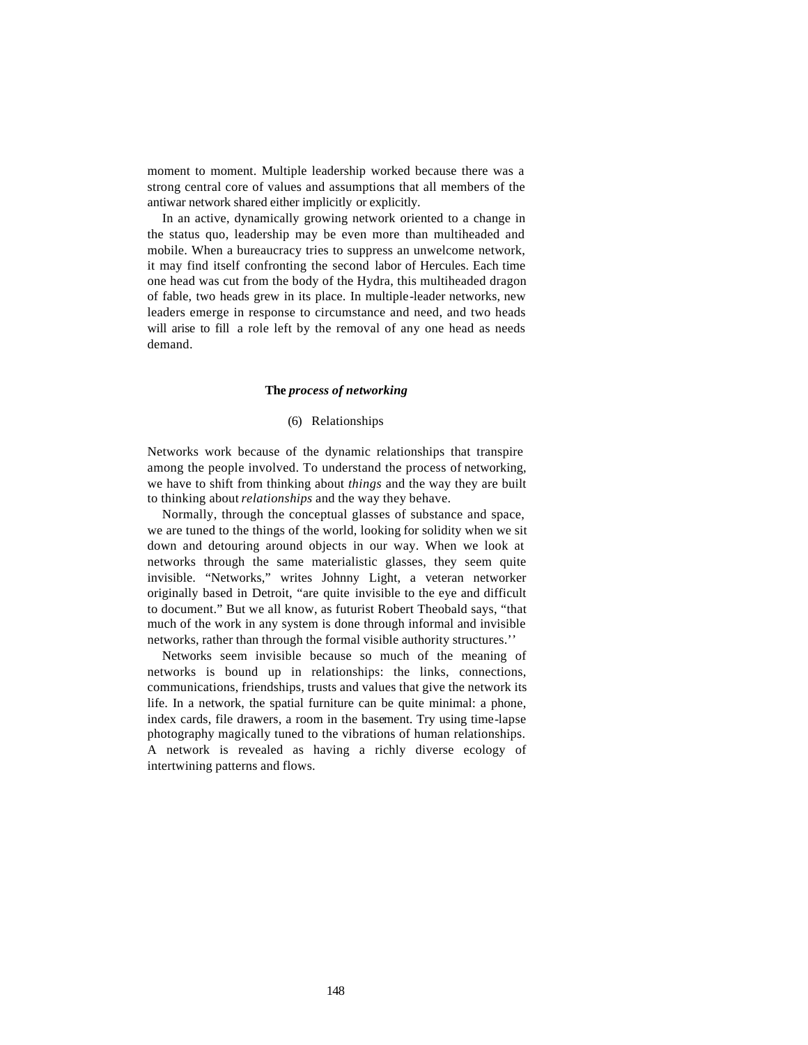moment to moment. Multiple leadership worked because there was a strong central core of values and assumptions that all members of the antiwar network shared either implicitly or explicitly.

In an active, dynamically growing network oriented to a change in the status quo, leadership may be even more than multiheaded and mobile. When a bureaucracy tries to suppress an unwelcome network, it may find itself confronting the second labor of Hercules. Each time one head was cut from the body of the Hydra, this multiheaded dragon of fable, two heads grew in its place. In multiple-leader networks, new leaders emerge in response to circumstance and need, and two heads will arise to fill a role left by the removal of any one head as needs demand.

## **The** ***process of networking***

### (6) Relationships

Networks work because of the dynamic relationships that transpire among the people involved. To understand the process of networking, we have to shift from thinking about *things* and the way they are built to thinking about *relationships* and the way they behave.

Normally, through the conceptual glasses of substance and space, we are tuned to the things of the world, looking for solidity when we sit down and detouring around objects in our way. When we look at networks through the same materialistic glasses, they seem quite invisible. "Networks," writes Johnny Light, a veteran networker originally based in Detroit, "are quite invisible to the eye and difficult to document." But we all know, as futurist Robert Theobald says, "that much of the work in any system is done through informal and invisible networks, rather than through the formal visible authority structures.''

Networks seem invisible because so much of the meaning of networks is bound up in relationships: the links, connections, communications, friendships, trusts and values that give the network its life. In a network, the spatial furniture can be quite minimal: a phone, index cards, file drawers, a room in the basement. Try using time-lapse photography magically tuned to the vibrations of human relationships. A network is revealed as having a richly diverse ecology of intertwining patterns and flows.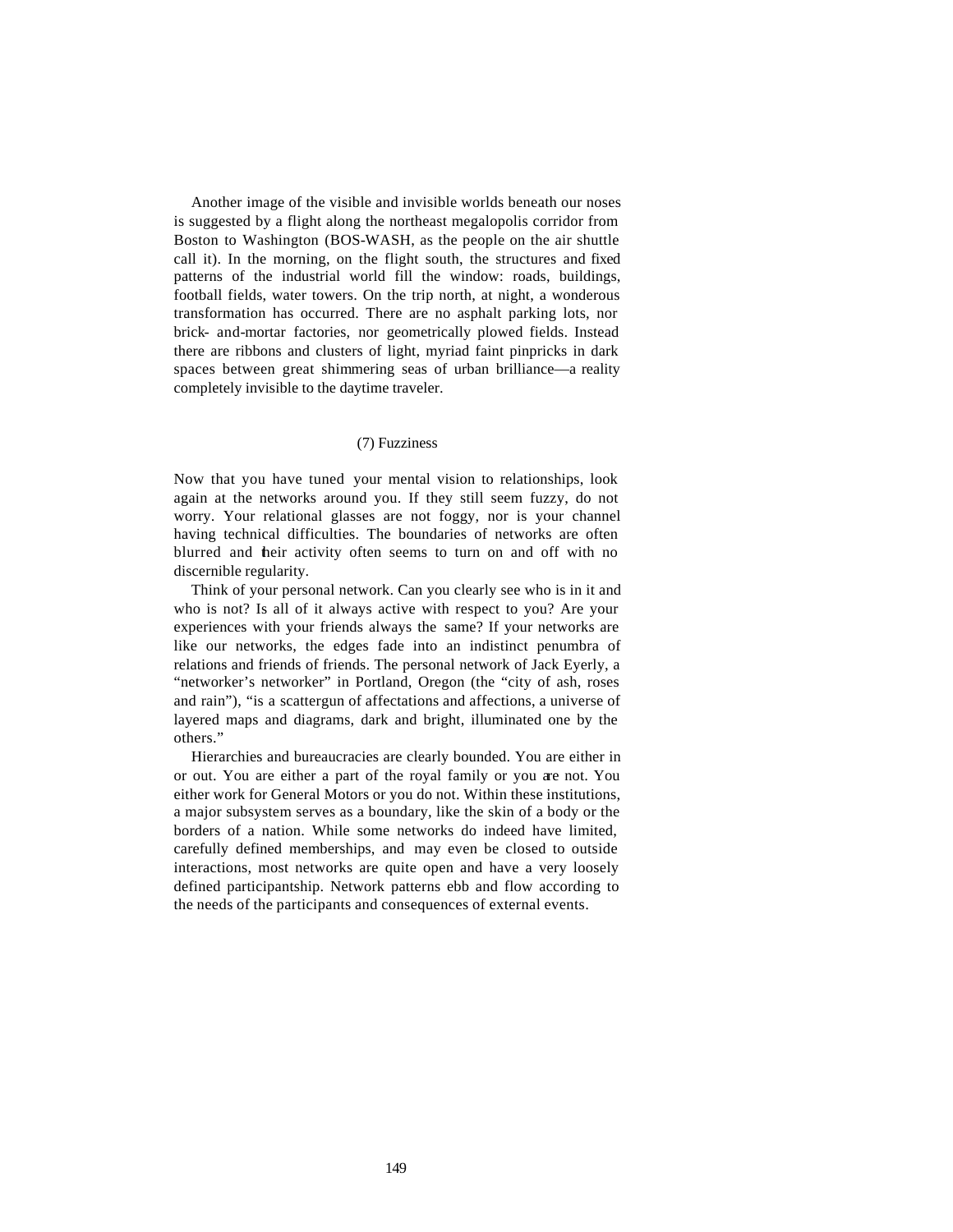Another image of the visible and invisible worlds beneath our noses is suggested by a flight along the northeast megalopolis corridor from Boston to Washington (BOS-WASH, as the people on the air shuttle call it). In the morning, on the flight south, the structures and fixed patterns of the industrial world fill the window: roads, buildings, football fields, water towers. On the trip north, at night, a wonderous transformation has occurred. There are no asphalt parking lots, nor brick- and-mortar factories, nor geometrically plowed fields. Instead there are ribbons and clusters of light, myriad faint pinpricks in dark spaces between great shimmering seas of urban brilliance—a reality completely invisible to the daytime traveler.

### (7) Fuzziness

Now that you have tuned your mental vision to relationships, look again at the networks around you. If they still seem fuzzy, do not worry. Your relational glasses are not foggy, nor is your channel having technical difficulties. The boundaries of networks are often blurred and their activity often seems to turn on and off with no discernible regularity.

Think of your personal network. Can you clearly see who is in it and who is not? Is all of it always active with respect to you? Are your experiences with your friends always the same? If your networks are like our networks, the edges fade into an indistinct penumbra of relations and friends of friends. The personal network of Jack Eyerly, a "networker's networker" in Portland, Oregon (the "city of ash, roses and rain"), "is a scattergun of affectations and affections, a universe of layered maps and diagrams, dark and bright, illuminated one by the others."

Hierarchies and bureaucracies are clearly bounded. You are either in or out. You are either a part of the royal family or you are not. You either work for General Motors or you do not. Within these institutions, a major subsystem serves as a boundary, like the skin of a body or the borders of a nation. While some networks do indeed have limited, carefully defined memberships, and may even be closed to outside interactions, most networks are quite open and have a very loosely defined participantship. Network patterns ebb and flow according to the needs of the participants and consequences of external events.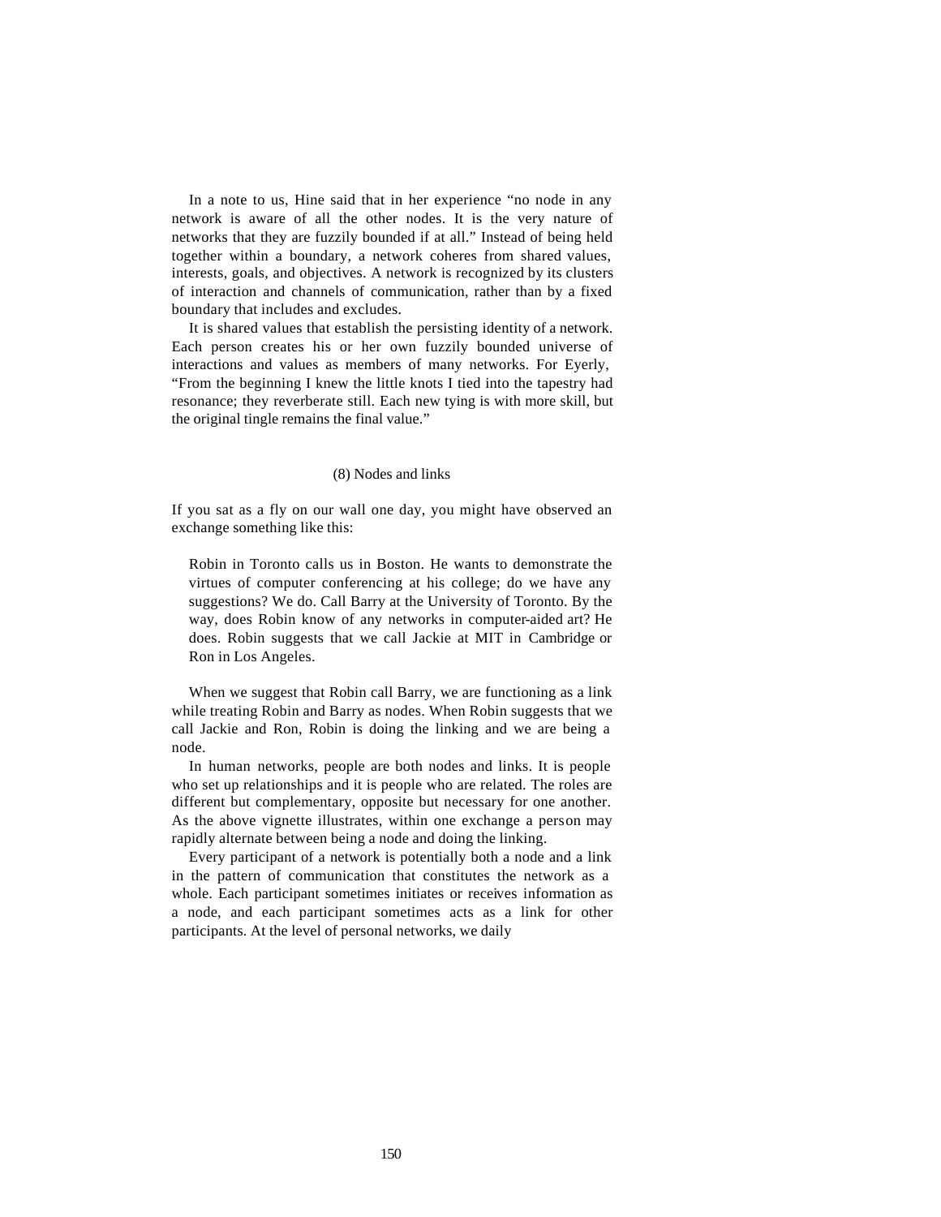In a note to us, Hine said that in her experience "no node in any network is aware of all the other nodes. It is the very nature of networks that they are fuzzily bounded if at all." Instead of being held together within a boundary, a network coheres from shared values, interests, goals, and objectives. A network is recognized by its clusters of interaction and channels of communication, rather than by a fixed boundary that includes and excludes.

It is shared values that establish the persisting identity of a network. Each person creates his or her own fuzzily bounded universe of interactions and values as members of many networks. For Eyerly, "From the beginning I knew the little knots I tied into the tapestry had resonance; they reverberate still. Each new tying is with more skill, but the original tingle remains the final value."

## (8) Nodes and links

If you sat as a fly on our wall one day, you might have observed an exchange something like this:

> Robin in Toronto calls us in Boston. He wants to demonstrate the virtues of computer conferencing at his college; do we have any suggestions? We do. Call Barry at the University of Toronto. By the way, does Robin know of any networks in computer-aided art? He does. Robin suggests that we call Jackie at MIT in Cambridge or Ron in Los Angeles.

When we suggest that Robin call Barry, we are functioning as a link while treating Robin and Barry as nodes. When Robin suggests that we call Jackie and Ron, Robin is doing the linking and we are being a node.

In human networks, people are both nodes and links. It is people who set up relationships and it is people who are related. The roles are different but complementary, opposite but necessary for one another. As the above vignette illustrates, within one exchange a person may rapidly alternate between being a node and doing the linking.

Every participant of a network is potentially both a node and a link in the pattern of communication that constitutes the network as a whole. Each participant sometimes initiates or receives information as a node, and each participant sometimes acts as a link for other participants. At the level of personal networks, we daily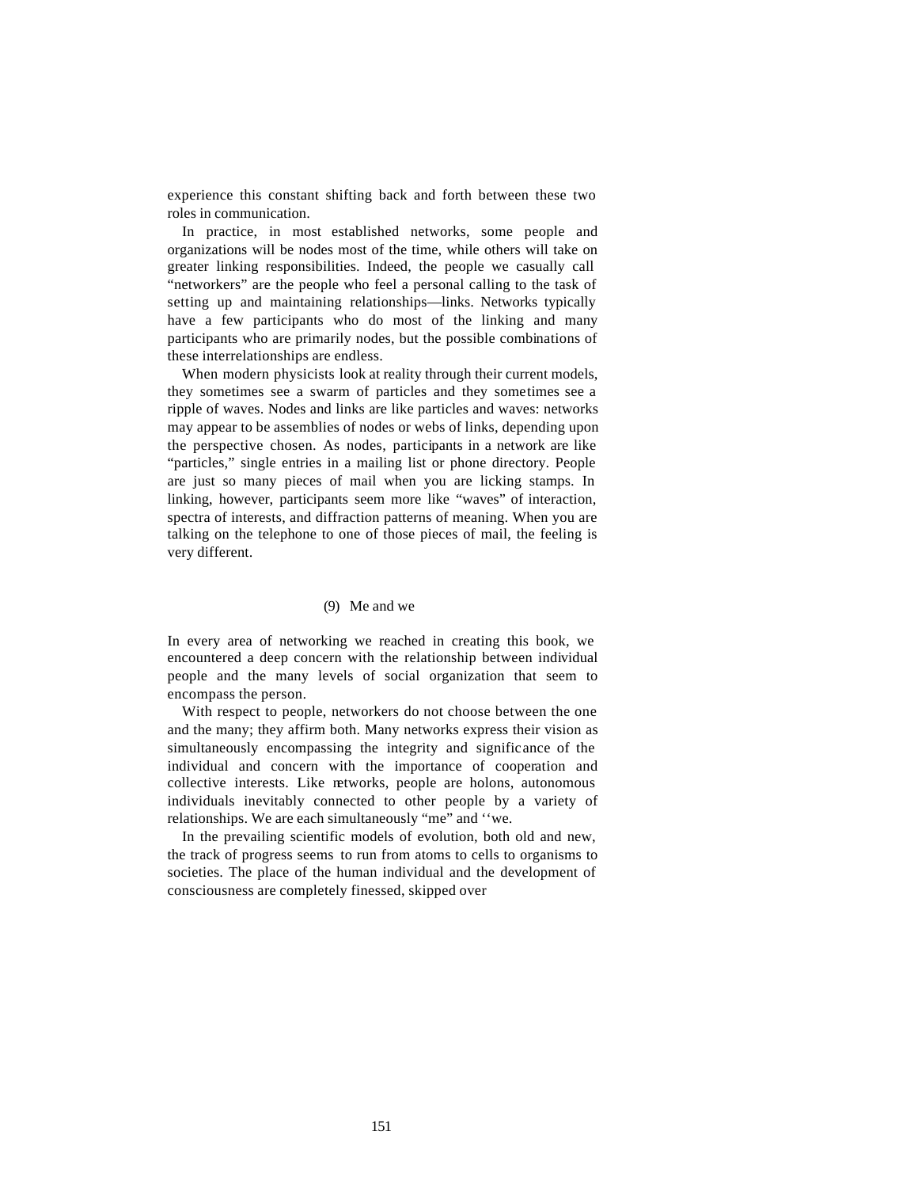experience this constant shifting back and forth between these two roles in communication.

In practice, in most established networks, some people and organizations will be nodes most of the time, while others will take on greater linking responsibilities. Indeed, the people we casually call "networkers" are the people who feel a personal calling to the task of setting up and maintaining relationships—links. Networks typically have a few participants who do most of the linking and many participants who are primarily nodes, but the possible combinations of these interrelationships are endless.

When modern physicists look at reality through their current models, they sometimes see a swarm of particles and they sometimes see a ripple of waves. Nodes and links are like particles and waves: networks may appear to be assemblies of nodes or webs of links, depending upon the perspective chosen. As nodes, participants in a network are like "particles," single entries in a mailing list or phone directory. People are just so many pieces of mail when you are licking stamps. In linking, however, participants seem more like "waves" of interaction, spectra of interests, and diffraction patterns of meaning. When you are talking on the telephone to one of those pieces of mail, the feeling is very different.

### (9) Me and we

In every area of networking we reached in creating this book, we encountered a deep concern with the relationship between individual people and the many levels of social organization that seem to encompass the person.

With respect to people, networkers do not choose between the one and the many; they affirm both. Many networks express their vision as simultaneously encompassing the integrity and significance of the individual and concern with the importance of cooperation and collective interests. Like networks, people are holons, autonomous individuals inevitably connected to other people by a variety of relationships. We are each simultaneously "me" and ''we.

In the prevailing scientific models of evolution, both old and new, the track of progress seems to run from atoms to cells to organisms to societies. The place of the human individual and the development of consciousness are completely finessed, skipped over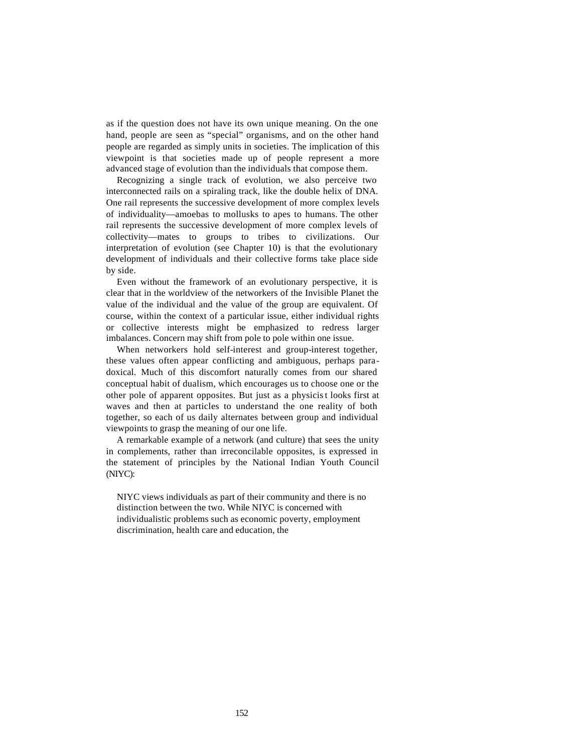as if the question does not have its own unique meaning. On the one hand, people are seen as "special" organisms, and on the other hand people are regarded as simply units in societies. The implication of this viewpoint is that societies made up of people represent a more advanced stage of evolution than the individuals that compose them.

Recognizing a single track of evolution, we also perceive two interconnected rails on a spiraling track, like the double helix of DNA. One rail represents the successive development of more complex levels of individuality—amoebas to mollusks to apes to humans. The other rail represents the successive development of more complex levels of collectivity—mates to groups to tribes to civilizations. Our interpretation of evolution (see Chapter 10) is that the evolutionary development of individuals and their collective forms take place side by side.

Even without the framework of an evolutionary perspective, it is clear that in the worldview of the networkers of the Invisible Planet the value of the individual and the value of the group are equivalent. Of course, within the context of a particular issue, either individual rights or collective interests might be emphasized to redress larger imbalances. Concern may shift from pole to pole within one issue.

When networkers hold self-interest and group-interest together, these values often appear conflicting and ambiguous, perhaps paradoxical. Much of this discomfort naturally comes from our shared conceptual habit of dualism, which encourages us to choose one or the other pole of apparent opposites. But just as a physicist looks first at waves and then at particles to understand the one reality of both together, so each of us daily alternates between group and individual viewpoints to grasp the meaning of our one life.

A remarkable example of a network (and culture) that sees the unity in complements, rather than irreconcilable opposites, is expressed in the statement of principles by the National Indian Youth Council (NIYC):

> NIYC views individuals as part of their community and there is no distinction between the two. While NIYC is concerned with individualistic problems such as economic poverty, employment discrimination, health care and education, the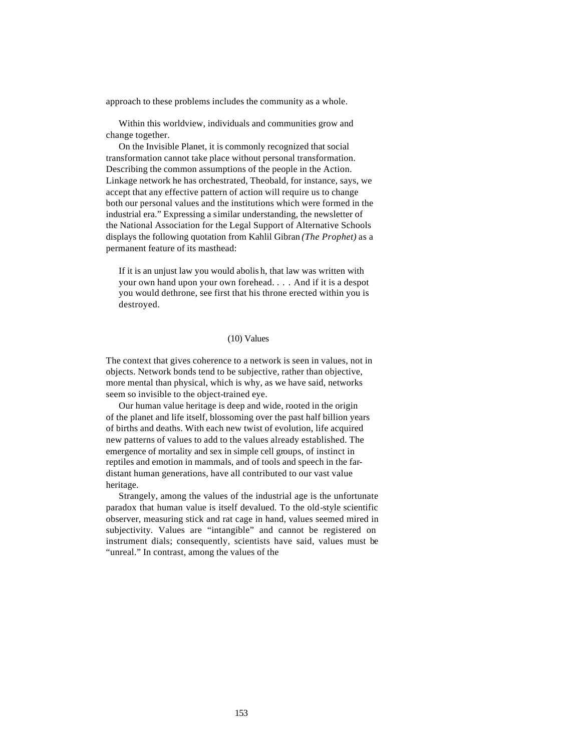approach to these problems includes the community as a whole.

Within this worldview, individuals and communities grow and change together.

On the Invisible Planet, it is commonly recognized that social transformation cannot take place without personal transformation. Describing the common assumptions of the people in the Action. Linkage network he has orchestrated, Theobald, for instance, says, we accept that any effective pattern of action will require us to change both our personal values and the institutions which were formed in the industrial era." Expressing a similar understanding, the newsletter of the National Association for the Legal Support of Alternative Schools displays the following quotation from Kahlil Gibran *(The Prophet)* as a permanent feature of its masthead:

> If it is an unjust law you would abolish, that law was written with your own hand upon your own forehead. . . . And if it is a despot you would dethrone, see first that his throne erected within you is destroyed.

### (10) Values

The context that gives coherence to a network is seen in values, not in objects. Network bonds tend to be subjective, rather than objective, more mental than physical, which is why, as we have said, networks seem so invisible to the object-trained eye.

Our human value heritage is deep and wide, rooted in the origin of the planet and life itself, blossoming over the past half billion years of births and deaths. With each new twist of evolution, life acquired new patterns of values to add to the values already established. The emergence of mortality and sex in simple cell groups, of instinct in reptiles and emotion in mammals, and of tools and speech in the far-distant human generations, have all contributed to our vast value heritage.

Strangely, among the values of the industrial age is the unfortunate paradox that human value is itself devalued. To the old-style scientific observer, measuring stick and rat cage in hand, values seemed mired in subjectivity. Values are "intangible" and cannot be registered on instrument dials; consequently, scientists have said, values must be "unreal." In contrast, among the values of the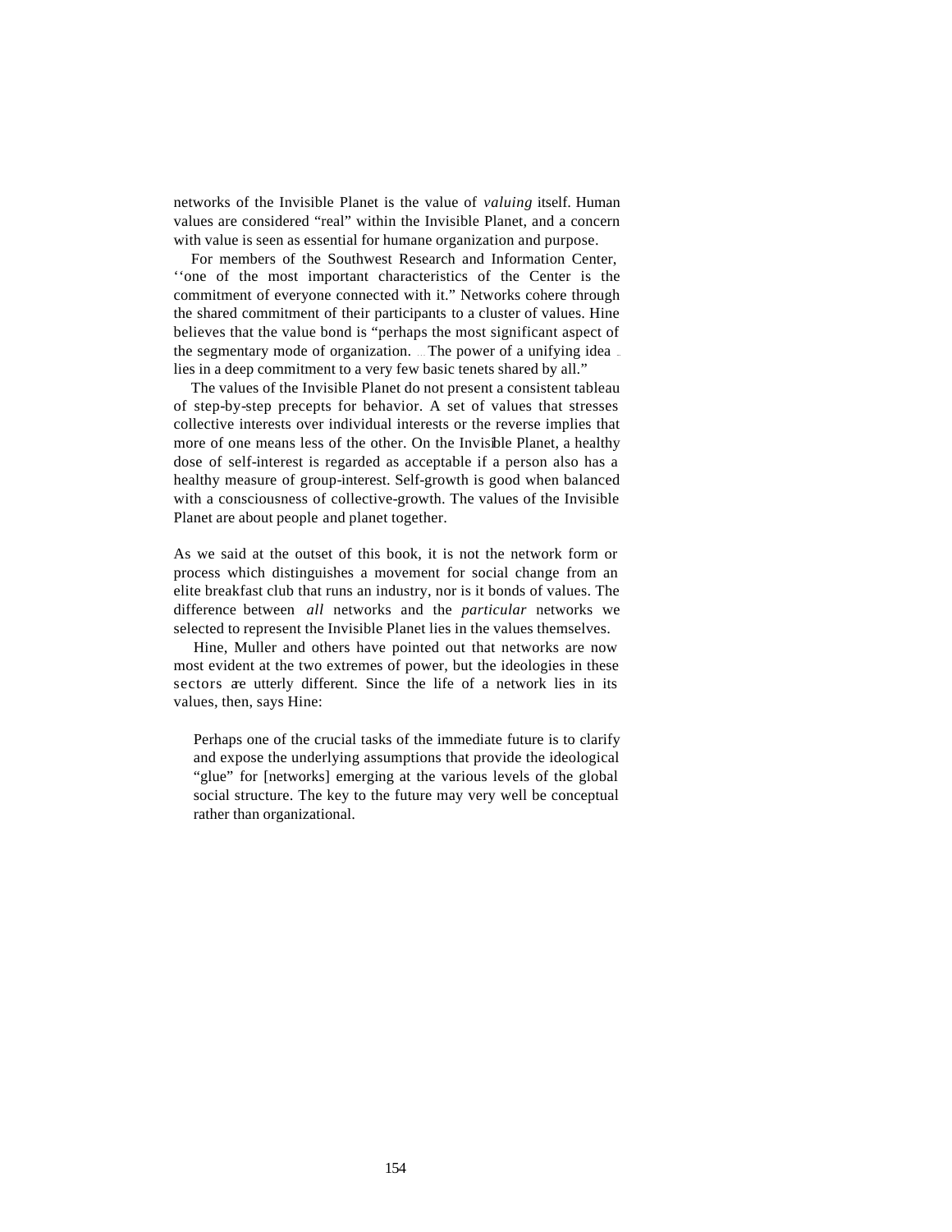networks of the Invisible Planet is the value of *valuing* itself. Human values are considered "real" within the Invisible Planet, and a concern with value is seen as essential for humane organization and purpose.

For members of the Southwest Research and Information Center, "one of the most important characteristics of the Center is the commitment of everyone connected with it." Networks cohere through the shared commitment of their participants to a cluster of values. Hine believes that the value bond is "perhaps the most significant aspect of the segmentary mode of organization. . . . The power of a unifying idea . . . lies in a deep commitment to a very few basic tenets shared by all."

The values of the Invisible Planet do not present a consistent tableau of step-by-step precepts for behavior. A set of values that stresses collective interests over individual interests or the reverse implies that more of one means less of the other. On the Invisible Planet, a healthy dose of self-interest is regarded as acceptable if a person also has a healthy measure of group-interest. Self-growth is good when balanced with a consciousness of collective-growth. The values of the Invisible Planet are about people and planet together.

As we said at the outset of this book, it is not the network form or process which distinguishes a movement for social change from an elite breakfast club that runs an industry, nor is it bonds of values. The difference between *all* networks and the *particular* networks we selected to represent the Invisible Planet lies in the values themselves.

Hine, Muller and others have pointed out that networks are now most evident at the two extremes of power, but the ideologies in these sectors are utterly different. Since the life of a network lies in its values, then, says Hine:

> Perhaps one of the crucial tasks of the immediate future is to clarify and expose the underlying assumptions that provide the ideological "glue" for [networks] emerging at the various levels of the global social structure. The key to the future may very well be conceptual rather than organizational.